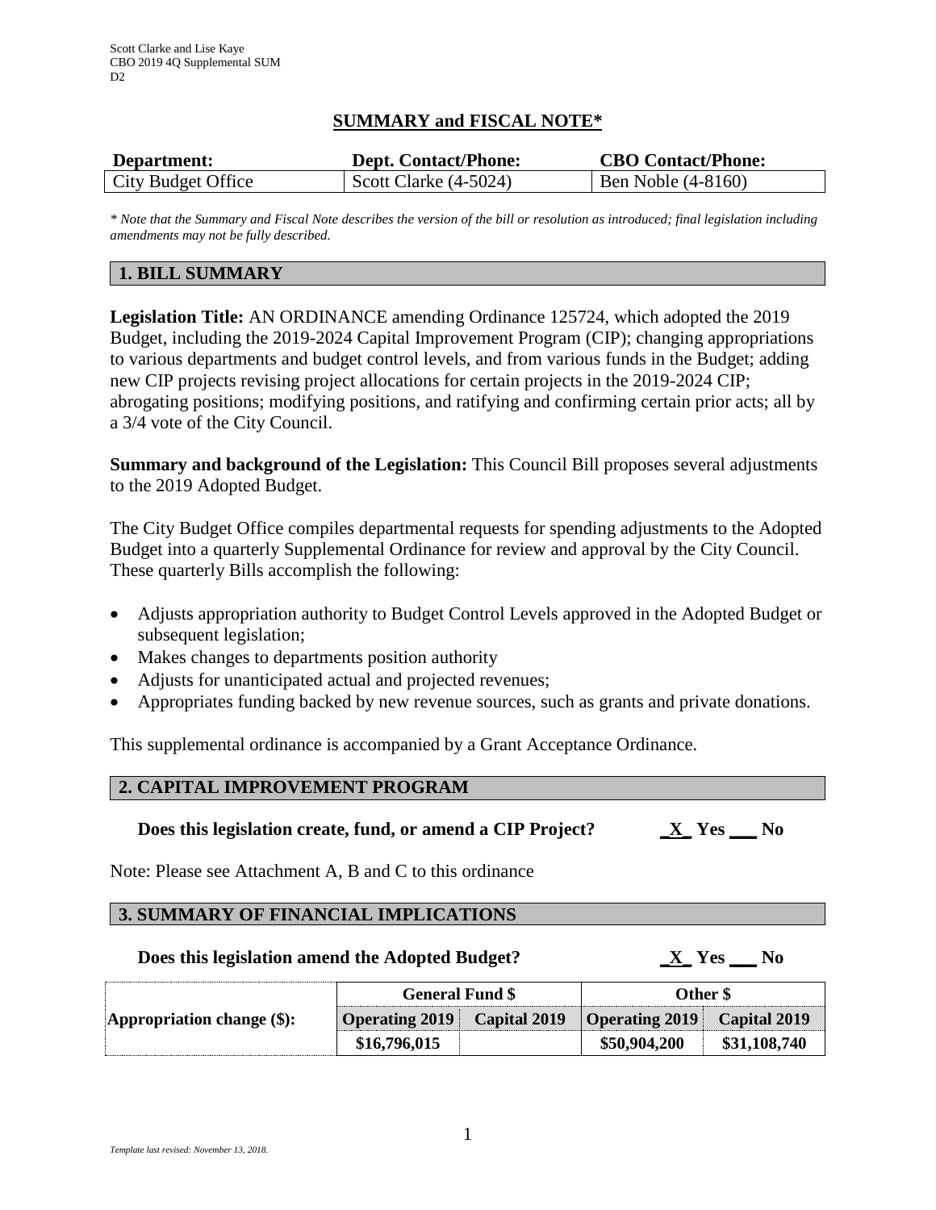Scott Clarke and Lise Kaye
CBO 2019 4Q Supplemental SUM
D2

# SUMMARY and FISCAL NOTE*

| Department: | Dept. Contact/Phone: | CBO Contact/Phone: |
|---|---|---|
| City Budget Office | Scott Clarke (4-5024) | Ben Noble (4-8160) |

*\* Note that the Summary and Fiscal Note describes the version of the bill or resolution as introduced; final legislation including amendments may not be fully described.*

## 1. BILL SUMMARY

**Legislation Title:** AN ORDINANCE amending Ordinance 125724, which adopted the 2019 Budget, including the 2019-2024 Capital Improvement Program (CIP); changing appropriations to various departments and budget control levels, and from various funds in the Budget; adding new CIP projects revising project allocations for certain projects in the 2019-2024 CIP; abrogating positions; modifying positions, and ratifying and confirming certain prior acts; all by a 3/4 vote of the City Council.

**Summary and background of the Legislation:** This Council Bill proposes several adjustments to the 2019 Adopted Budget.

The City Budget Office compiles departmental requests for spending adjustments to the Adopted Budget into a quarterly Supplemental Ordinance for review and approval by the City Council. These quarterly Bills accomplish the following:

- Adjusts appropriation authority to Budget Control Levels approved in the Adopted Budget or subsequent legislation;
- Makes changes to departments position authority
- Adjusts for unanticipated actual and projected revenues;
- Appropriates funding backed by new revenue sources, such as grants and private donations.

This supplemental ordinance is accompanied by a Grant Acceptance Ordinance.

## 2. CAPITAL IMPROVEMENT PROGRAM

**Does this legislation create, fund, or amend a CIP Project?** **_X_ Yes ___ No**

Note: Please see Attachment A, B and C to this ordinance

## 3. SUMMARY OF FINANCIAL IMPLICATIONS

**Does this legislation amend the Adopted Budget?** **_X_ Yes ___ No**

| | General Fund $ | | Other $ | |
|---|---|---|---|---|
| **Appropriation change ($):** | **Operating 2019** | **Capital 2019** | **Operating 2019** | **Capital 2019** |
| | **$16,796,015** | | **$50,904,200** | **$31,108,740** |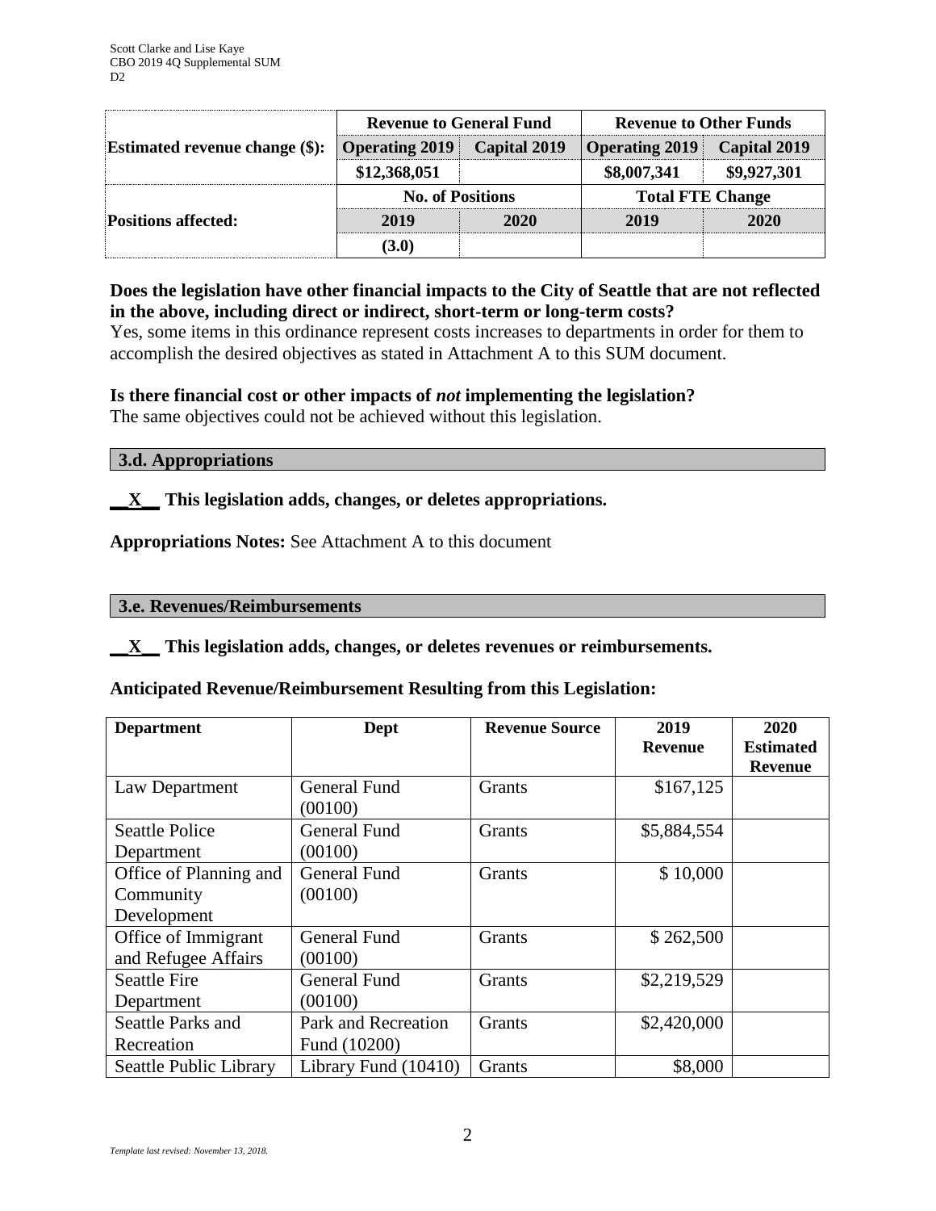| Estimated revenue change ($): | Revenue to General Fund | | Revenue to Other Funds | |
|---|---|---|---|---|
| | Operating 2019 | Capital 2019 | Operating 2019 | Capital 2019 |
| | $12,368,051 | | $8,007,341 | $9,927,301 |
| **Positions affected:** | **No. of Positions** | | **Total FTE Change** | |
| | **2019** | **2020** | **2019** | **2020** |
| | (3.0) | | | |

**Does the legislation have other financial impacts to the City of Seattle that are not reflected in the above, including direct or indirect, short-term or long-term costs?**
Yes, some items in this ordinance represent costs increases to departments in order for them to accomplish the desired objectives as stated in Attachment A to this SUM document.

**Is there financial cost or other impacts of *not* implementing the legislation?**
The same objectives could not be achieved without this legislation.

### 3.d. Appropriations

**__X__ This legislation adds, changes, or deletes appropriations.**

**Appropriations Notes:** See Attachment A to this document

### 3.e. Revenues/Reimbursements

**__X__ This legislation adds, changes, or deletes revenues or reimbursements.**

**Anticipated Revenue/Reimbursement Resulting from this Legislation:**

| Department | Dept | Revenue Source | 2019 Revenue | 2020 Estimated Revenue |
|---|---|---|---|---|
| Law Department | General Fund (00100) | Grants | $167,125 | |
| Seattle Police Department | General Fund (00100) | Grants | $5,884,554 | |
| Office of Planning and Community Development | General Fund (00100) | Grants | $ 10,000 | |
| Office of Immigrant and Refugee Affairs | General Fund (00100) | Grants | $ 262,500 | |
| Seattle Fire Department | General Fund (00100) | Grants | $2,219,529 | |
| Seattle Parks and Recreation | Park and Recreation Fund (10200) | Grants | $2,420,000 | |
| Seattle Public Library | Library Fund (10410) | Grants | $8,000 | |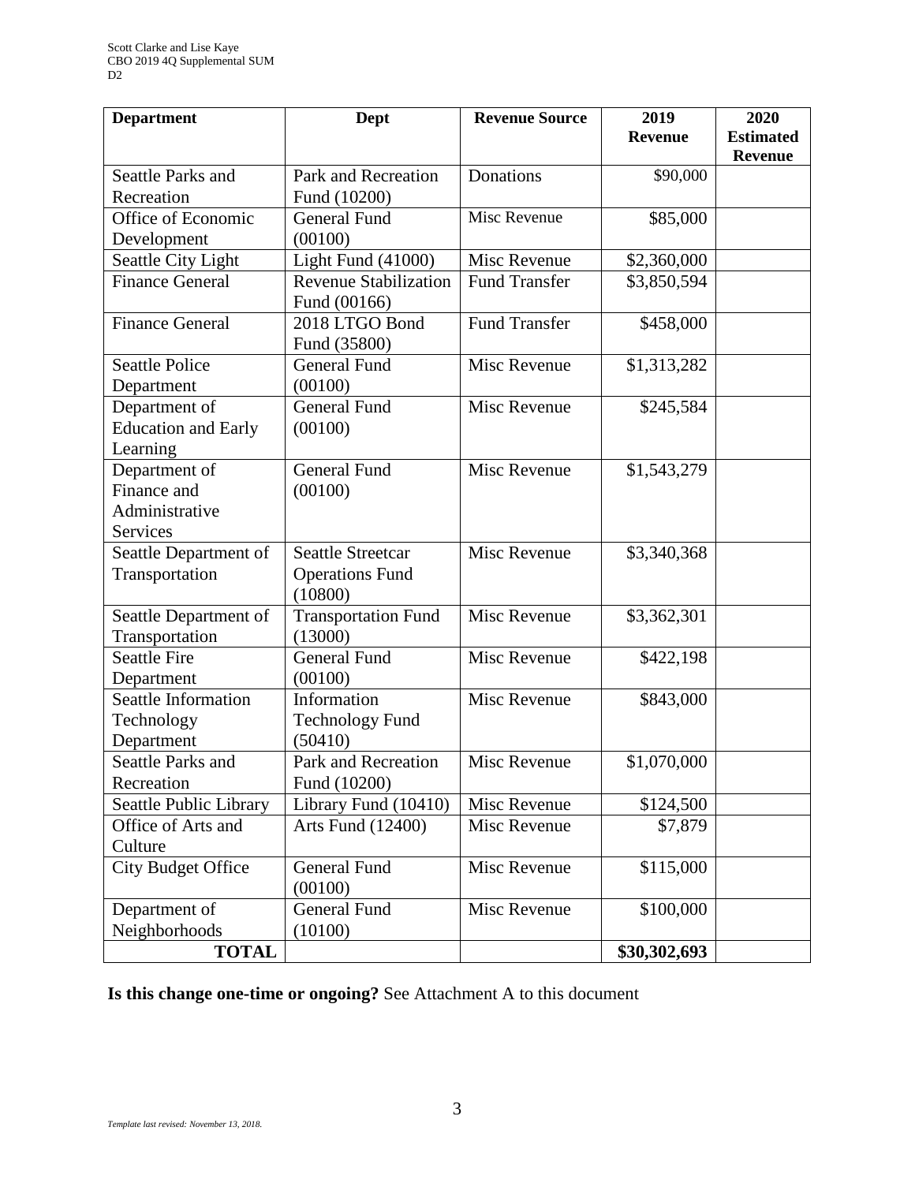| Department | Dept | Revenue Source | 2019 Revenue | 2020 Estimated Revenue |
|---|---|---|---|---|
| Seattle Parks and Recreation | Park and Recreation Fund (10200) | Donations | $90,000 | |
| Office of Economic Development | General Fund (00100) | Misc Revenue | $85,000 | |
| Seattle City Light | Light Fund (41000) | Misc Revenue | $2,360,000 | |
| Finance General | Revenue Stabilization Fund (00166) | Fund Transfer | $3,850,594 | |
| Finance General | 2018 LTGO Bond Fund (35800) | Fund Transfer | $458,000 | |
| Seattle Police Department | General Fund (00100) | Misc Revenue | $1,313,282 | |
| Department of Education and Early Learning | General Fund (00100) | Misc Revenue | $245,584 | |
| Department of Finance and Administrative Services | General Fund (00100) | Misc Revenue | $1,543,279 | |
| Seattle Department of Transportation | Seattle Streetcar Operations Fund (10800) | Misc Revenue | $3,340,368 | |
| Seattle Department of Transportation | Transportation Fund (13000) | Misc Revenue | $3,362,301 | |
| Seattle Fire Department | General Fund (00100) | Misc Revenue | $422,198 | |
| Seattle Information Technology Department | Information Technology Fund (50410) | Misc Revenue | $843,000 | |
| Seattle Parks and Recreation | Park and Recreation Fund (10200) | Misc Revenue | $1,070,000 | |
| Seattle Public Library | Library Fund (10410) | Misc Revenue | $124,500 | |
| Office of Arts and Culture | Arts Fund (12400) | Misc Revenue | $7,879 | |
| City Budget Office | General Fund (00100) | Misc Revenue | $115,000 | |
| Department of Neighborhoods | General Fund (10100) | Misc Revenue | $100,000 | |
| **TOTAL** | | | **$30,302,693** | |

**Is this change one-time or ongoing?** See Attachment A to this document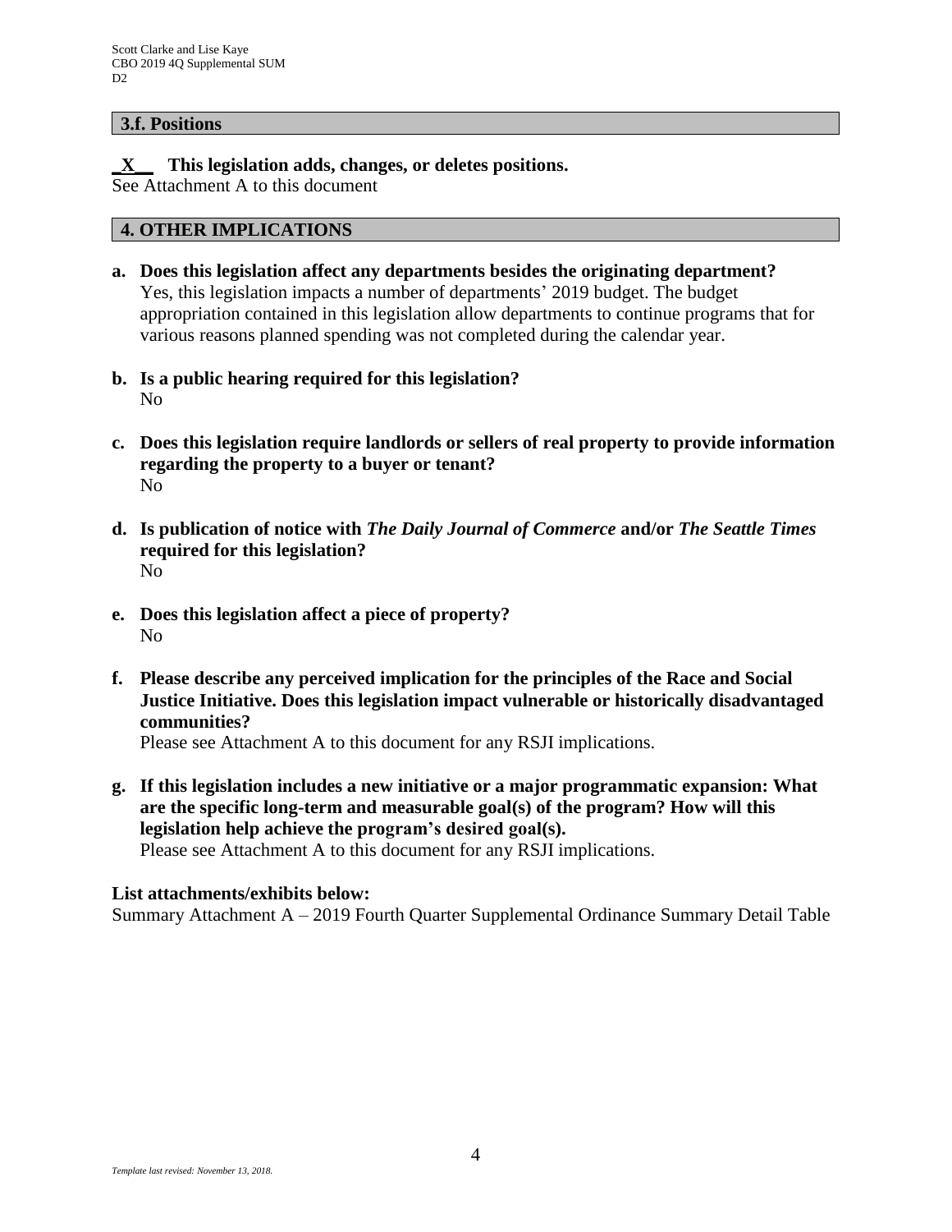## 3.f. Positions

**\_X\_\_ This legislation adds, changes, or deletes positions.**
See Attachment A to this document

## 4. OTHER IMPLICATIONS

**a. Does this legislation affect any departments besides the originating department?**
Yes, this legislation impacts a number of departments' 2019 budget. The budget appropriation contained in this legislation allow departments to continue programs that for various reasons planned spending was not completed during the calendar year.

**b. Is a public hearing required for this legislation?**
No

**c. Does this legislation require landlords or sellers of real property to provide information regarding the property to a buyer or tenant?**
No

**d. Is publication of notice with *The Daily Journal of Commerce* and/or *The Seattle Times* required for this legislation?**
No

**e. Does this legislation affect a piece of property?**
No

**f. Please describe any perceived implication for the principles of the Race and Social Justice Initiative. Does this legislation impact vulnerable or historically disadvantaged communities?**
Please see Attachment A to this document for any RSJI implications.

**g. If this legislation includes a new initiative or a major programmatic expansion: What are the specific long-term and measurable goal(s) of the program? How will this legislation help achieve the program's desired goal(s).**
Please see Attachment A to this document for any RSJI implications.

**List attachments/exhibits below:**
Summary Attachment A – 2019 Fourth Quarter Supplemental Ordinance Summary Detail Table